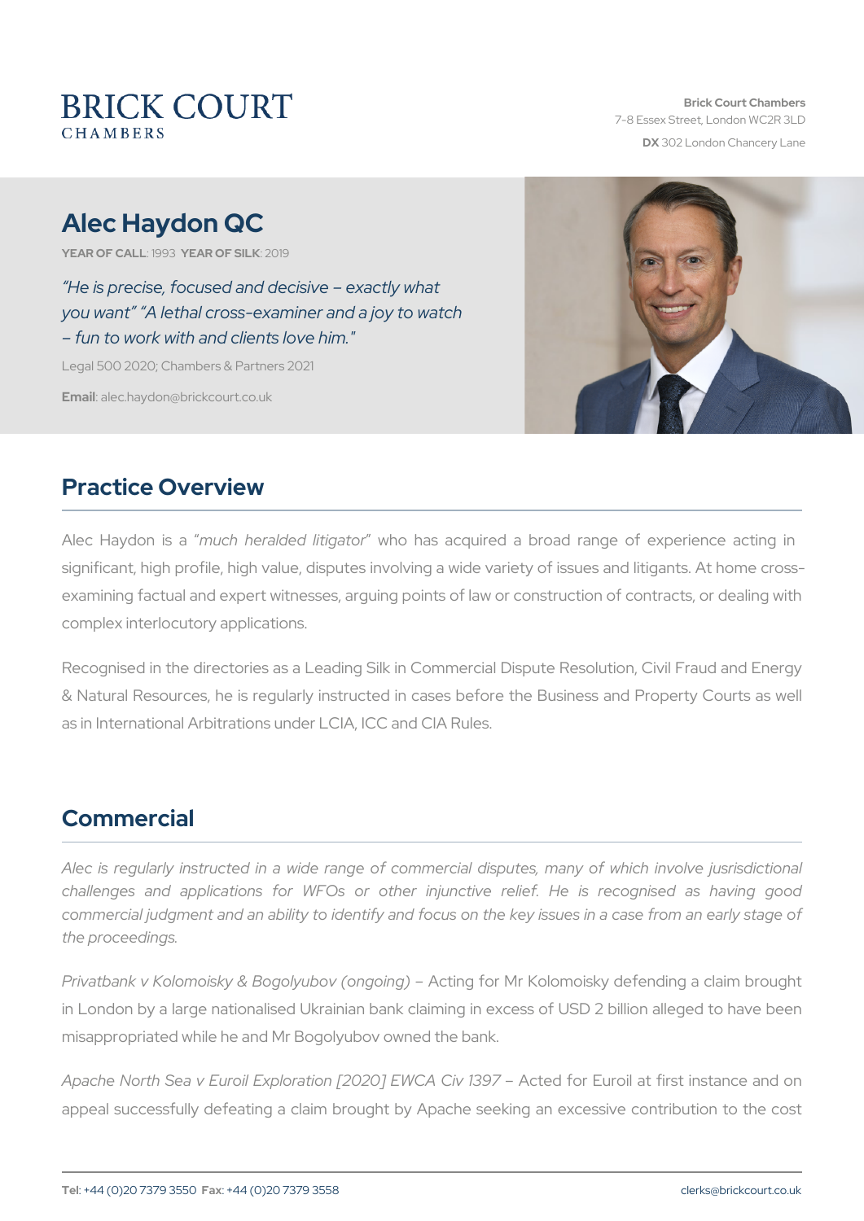# BRICK COURT
CHAMBERS

**Brick Court Chambers**
7-8 Essex Street, London WC2R 3LD
**DX** 302 London Chancery Lane

## Alec Haydon QC

**YEAR OF CALL**: 1993 **YEAR OF SILK**: 2019

*"He is precise, focused and decisive – exactly what you want" "A lethal cross-examiner and a joy to watch – fun to work with and clients love him."*

Legal 500 2020; Chambers & Partners 2021

**Email**: alec.haydon@brickcourt.co.uk

## Practice Overview

Alec Haydon is a "*much heralded litigator*" who has acquired a broad range of experience acting in significant, high profile, high value, disputes involving a wide variety of issues and litigants. At home cross-examining factual and expert witnesses, arguing points of law or construction of contracts, or dealing with complex interlocutory applications.

Recognised in the directories as a Leading Silk in Commercial Dispute Resolution, Civil Fraud and Energy & Natural Resources, he is regularly instructed in cases before the Business and Property Courts as well as in International Arbitrations under LCIA, ICC and CIA Rules.

## Commercial

*Alec is regularly instructed in a wide range of commercial disputes, many of which involve jusrisdictional challenges and applications for WFOs or other injunctive relief. He is recognised as having good commercial judgment and an ability to identify and focus on the key issues in a case from an early stage of the proceedings.*

*Privatbank v Kolomoisky & Bogolyubov (ongoing)* – Acting for Mr Kolomoisky defending a claim brought in London by a large nationalised Ukrainian bank claiming in excess of USD 2 billion alleged to have been misappropriated while he and Mr Bogolyubov owned the bank.

*Apache North Sea v Euroil Exploration [2020] EWCA Civ 1397* – Acted for Euroil at first instance and on appeal successfully defeating a claim brought by Apache seeking an excessive contribution to the cost

**Tel**: +44 (0)20 7379 3550 **Fax**: +44 (0)20 7379 3558 clerks@brickcourt.co.uk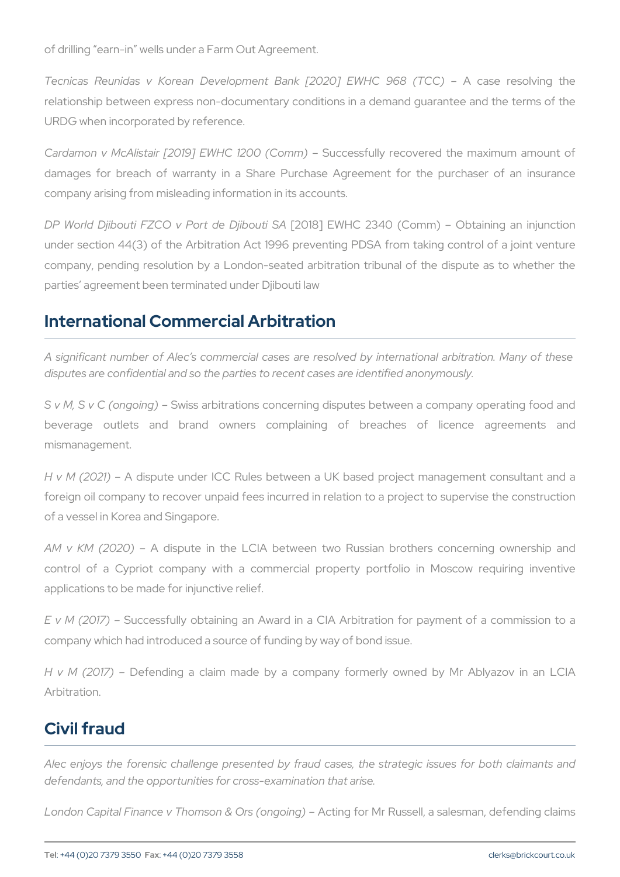of drilling "earn-in" wells under a Farm Out Agreement.

*Tecnicas Reunidas v Korean Development Bank [2020] EWHC 968 (TCC)* – A case resolving the relationship between express non-documentary conditions in a demand guarantee and the terms of the URDG when incorporated by reference.

*Cardamon v McAlistair [2019] EWHC 1200 (Comm)* – Successfully recovered the maximum amount of damages for breach of warranty in a Share Purchase Agreement for the purchaser of an insurance company arising from misleading information in its accounts.

*DP World Djibouti FZCO v Port de Djibouti SA* [2018] EWHC 2340 (Comm) – Obtaining an injunction under section 44(3) of the Arbitration Act 1996 preventing PDSA from taking control of a joint venture company, pending resolution by a London-seated arbitration tribunal of the dispute as to whether the parties' agreement been terminated under Djibouti law

## International Commercial Arbitration

*A significant number of Alec's commercial cases are resolved by international arbitration. Many of these disputes are confidential and so the parties to recent cases are identified anonymously.*

*S v M, S v C (ongoing)* – Swiss arbitrations concerning disputes between a company operating food and beverage outlets and brand owners complaining of breaches of licence agreements and mismanagement.

*H v M (2021)* – A dispute under ICC Rules between a UK based project management consultant and a foreign oil company to recover unpaid fees incurred in relation to a project to supervise the construction of a vessel in Korea and Singapore.

*AM v KM (2020)* – A dispute in the LCIA between two Russian brothers concerning ownership and control of a Cypriot company with a commercial property portfolio in Moscow requiring inventive applications to be made for injunctive relief.

*E v M (2017)* – Successfully obtaining an Award in a CIA Arbitration for payment of a commission to a company which had introduced a source of funding by way of bond issue.

*H v M (2017)* – Defending a claim made by a company formerly owned by Mr Ablyazov in an LCIA Arbitration.

## Civil fraud

*Alec enjoys the forensic challenge presented by fraud cases, the strategic issues for both claimants and defendants, and the opportunities for cross-examination that arise.*

*London Capital Finance v Thomson & Ors (ongoing)* – Acting for Mr Russell, a salesman, defending claims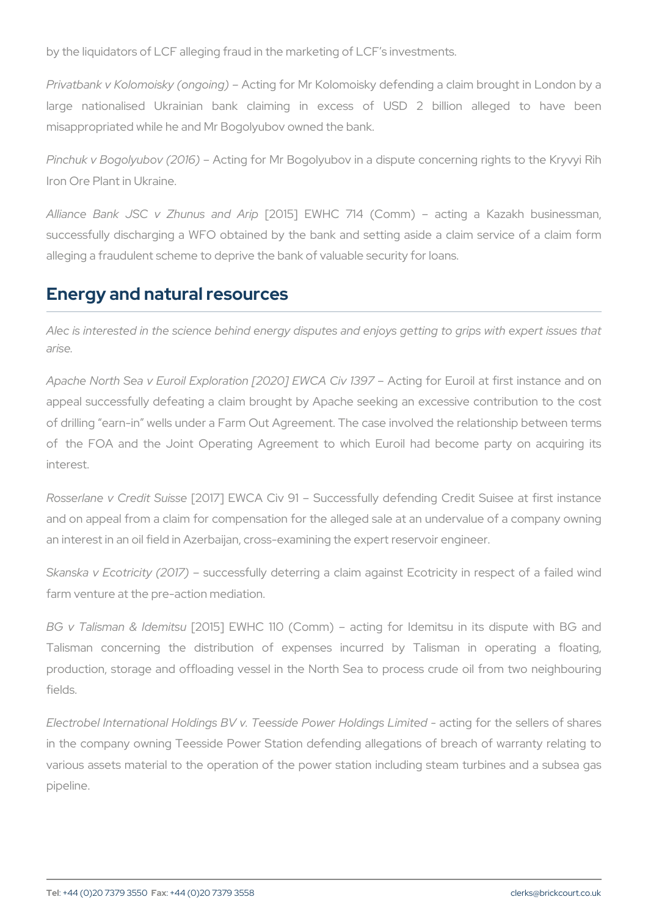by the liquidators of LCF alleging fraud in the marketing of LCF's investments.

*Privatbank v Kolomoisky (ongoing)* – Acting for Mr Kolomoisky defending a claim brought in London by a large nationalised Ukrainian bank claiming in excess of USD 2 billion alleged to have been misappropriated while he and Mr Bogolyubov owned the bank.

*Pinchuk v Bogolyubov (2016)* – Acting for Mr Bogolyubov in a dispute concerning rights to the Kryvyi Rih Iron Ore Plant in Ukraine.

*Alliance Bank JSC v Zhunus and Arip* [2015] EWHC 714 (Comm) – acting a Kazakh businessman, successfully discharging a WFO obtained by the bank and setting aside a claim service of a claim form alleging a fraudulent scheme to deprive the bank of valuable security for loans.

## Energy and natural resources

*Alec is interested in the science behind energy disputes and enjoys getting to grips with expert issues that arise.*

*Apache North Sea v Euroil Exploration [2020] EWCA Civ 1397* – Acting for Euroil at first instance and on appeal successfully defeating a claim brought by Apache seeking an excessive contribution to the cost of drilling "earn-in" wells under a Farm Out Agreement. The case involved the relationship between terms of the FOA and the Joint Operating Agreement to which Euroil had become party on acquiring its interest.

*Rosserlane v Credit Suisse* [2017] EWCA Civ 91 – Successfully defending Credit Suisee at first instance and on appeal from a claim for compensation for the alleged sale at an undervalue of a company owning an interest in an oil field in Azerbaijan, cross-examining the expert reservoir engineer.

*Skanska v Ecotricity (2017)* – successfully deterring a claim against Ecotricity in respect of a failed wind farm venture at the pre-action mediation.

*BG v Talisman & Idemitsu* [2015] EWHC 110 (Comm) – acting for Idemitsu in its dispute with BG and Talisman concerning the distribution of expenses incurred by Talisman in operating a floating, production, storage and offloading vessel in the North Sea to process crude oil from two neighbouring fields.

*Electrobel International Holdings BV v. Teesside Power Holdings Limited* - acting for the sellers of shares in the company owning Teesside Power Station defending allegations of breach of warranty relating to various assets material to the operation of the power station including steam turbines and a subsea gas pipeline.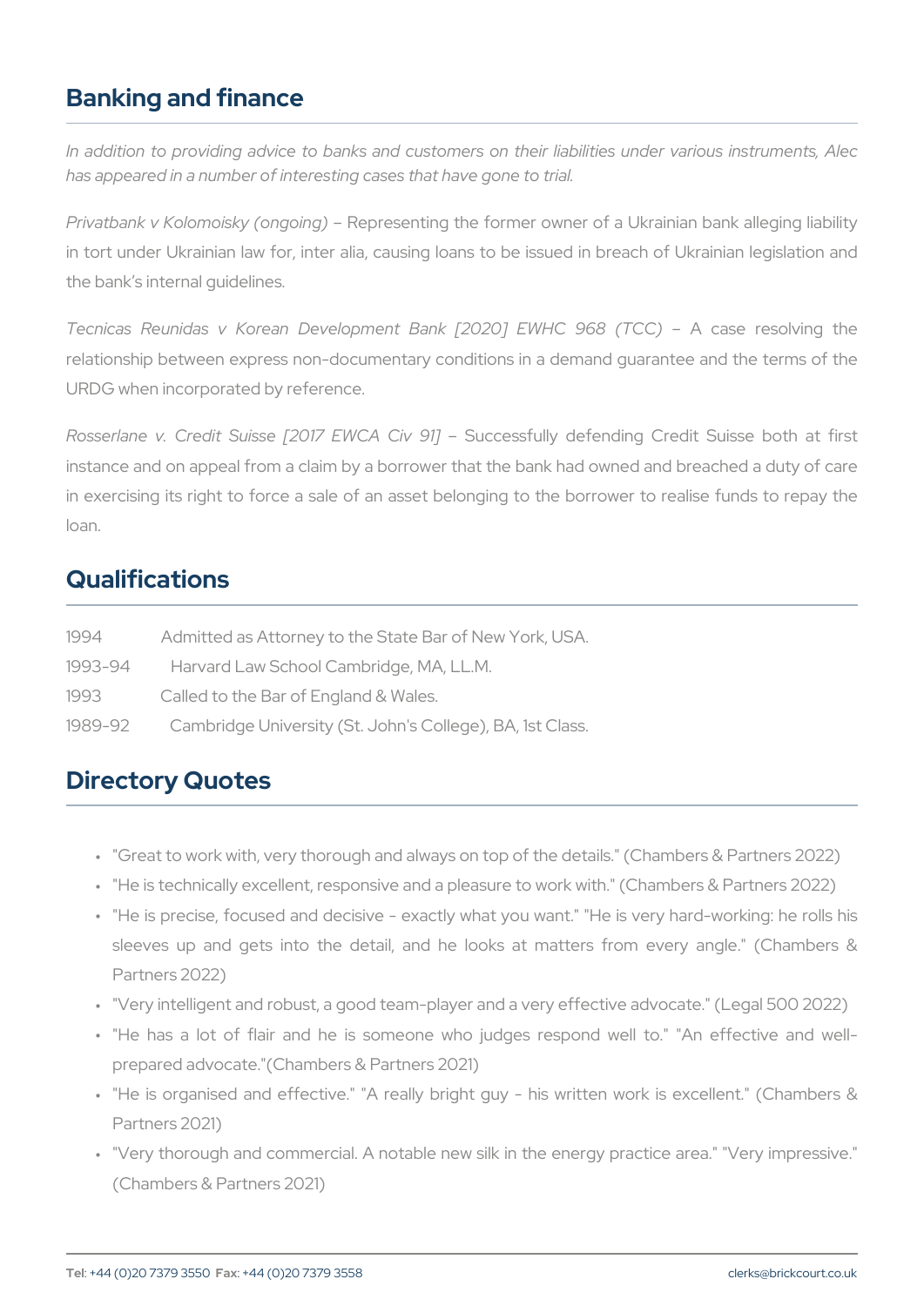## Banking and finance

*In addition to providing advice to banks and customers on their liabilities under various instruments, Alec has appeared in a number of interesting cases that have gone to trial.*

*Privatbank v Kolomoisky (ongoing)* – Representing the former owner of a Ukrainian bank alleging liability in tort under Ukrainian law for, inter alia, causing loans to be issued in breach of Ukrainian legislation and the bank's internal guidelines.

*Tecnicas Reunidas v Korean Development Bank [2020] EWHC 968 (TCC)* – A case resolving the relationship between express non-documentary conditions in a demand guarantee and the terms of the URDG when incorporated by reference.

*Rosserlane v. Credit Suisse [2017 EWCA Civ 91]* – Successfully defending Credit Suisse both at first instance and on appeal from a claim by a borrower that the bank had owned and breached a duty of care in exercising its right to force a sale of an asset belonging to the borrower to realise funds to repay the loan.

## Qualifications

| | |
|---|---|
| 1994 | Admitted as Attorney to the State Bar of New York, USA. |
| 1993-94 | Harvard Law School Cambridge, MA, LL.M. |
| 1993 | Called to the Bar of England & Wales. |
| 1989-92 | Cambridge University (St. John's College), BA, 1st Class. |

## Directory Quotes

- "Great to work with, very thorough and always on top of the details." (Chambers & Partners 2022)
- "He is technically excellent, responsive and a pleasure to work with." (Chambers & Partners 2022)
- "He is precise, focused and decisive - exactly what you want." "He is very hard-working: he rolls his sleeves up and gets into the detail, and he looks at matters from every angle." (Chambers & Partners 2022)
- "Very intelligent and robust, a good team-player and a very effective advocate." (Legal 500 2022)
- "He has a lot of flair and he is someone who judges respond well to." "An effective and well-prepared advocate."(Chambers & Partners 2021)
- "He is organised and effective." "A really bright guy - his written work is excellent." (Chambers & Partners 2021)
- "Very thorough and commercial. A notable new silk in the energy practice area." "Very impressive." (Chambers & Partners 2021)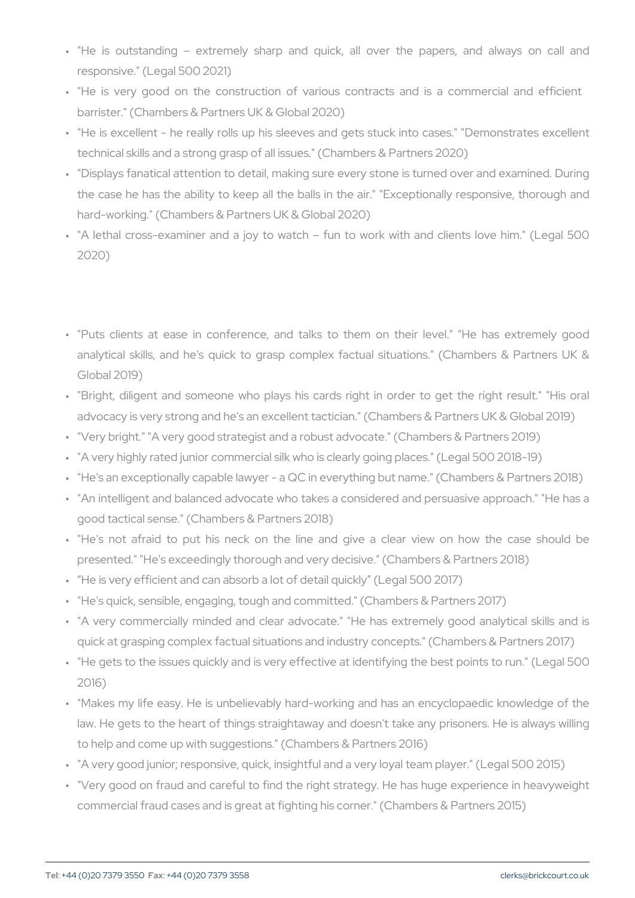- "He is outstanding – extremely sharp and quick, all over the papers, and always on call and responsive." (Legal 500 2021)
- "He is very good on the construction of various contracts and is a commercial and efficient barrister." (Chambers & Partners UK & Global 2020)
- "He is excellent - he really rolls up his sleeves and gets stuck into cases." "Demonstrates excellent technical skills and a strong grasp of all issues." (Chambers & Partners 2020)
- "Displays fanatical attention to detail, making sure every stone is turned over and examined. During the case he has the ability to keep all the balls in the air." "Exceptionally responsive, thorough and hard-working." (Chambers & Partners UK & Global 2020)
- "A lethal cross-examiner and a joy to watch – fun to work with and clients love him." (Legal 500 2020)

- "Puts clients at ease in conference, and talks to them on their level." "He has extremely good analytical skills, and he's quick to grasp complex factual situations." (Chambers & Partners UK & Global 2019)
- "Bright, diligent and someone who plays his cards right in order to get the right result." "His oral advocacy is very strong and he's an excellent tactician." (Chambers & Partners UK & Global 2019)
- "Very bright." "A very good strategist and a robust advocate." (Chambers & Partners 2019)
- "A very highly rated junior commercial silk who is clearly going places." (Legal 500 2018-19)
- "He's an exceptionally capable lawyer - a QC in everything but name." (Chambers & Partners 2018)
- "An intelligent and balanced advocate who takes a considered and persuasive approach." "He has a good tactical sense." (Chambers & Partners 2018)
- "He's not afraid to put his neck on the line and give a clear view on how the case should be presented." "He's exceedingly thorough and very decisive." (Chambers & Partners 2018)
- "He is very efficient and can absorb a lot of detail quickly" (Legal 500 2017)
- "He's quick, sensible, engaging, tough and committed." (Chambers & Partners 2017)
- "A very commercially minded and clear advocate." "He has extremely good analytical skills and is quick at grasping complex factual situations and industry concepts." (Chambers & Partners 2017)
- "He gets to the issues quickly and is very effective at identifying the best points to run." (Legal 500 2016)
- "Makes my life easy. He is unbelievably hard-working and has an encyclopaedic knowledge of the law. He gets to the heart of things straightaway and doesn't take any prisoners. He is always willing to help and come up with suggestions." (Chambers & Partners 2016)
- "A very good junior; responsive, quick, insightful and a very loyal team player." (Legal 500 2015)
- "Very good on fraud and careful to find the right strategy. He has huge experience in heavyweight commercial fraud cases and is great at fighting his corner." (Chambers & Partners 2015)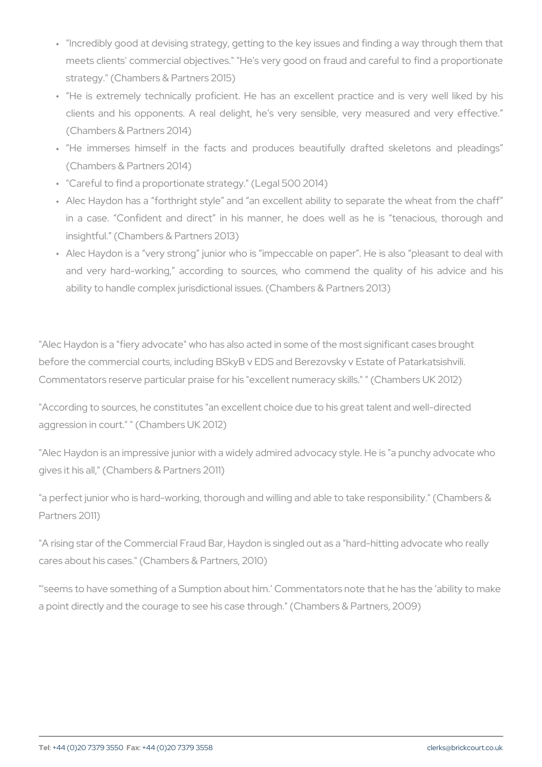- "Incredibly good at devising strategy, getting to the key issues and finding a way through them that meets clients' commercial objectives." "He's very good on fraud and careful to find a proportionate strategy." (Chambers & Partners 2015)
- "He is extremely technically proficient. He has an excellent practice and is very well liked by his clients and his opponents. A real delight, he's very sensible, very measured and very effective." (Chambers & Partners 2014)
- "He immerses himself in the facts and produces beautifully drafted skeletons and pleadings" (Chambers & Partners 2014)
- "Careful to find a proportionate strategy." (Legal 500 2014)
- Alec Haydon has a "forthright style" and "an excellent ability to separate the wheat from the chaff" in a case. "Confident and direct" in his manner, he does well as he is "tenacious, thorough and insightful." (Chambers & Partners 2013)
- Alec Haydon is a "very strong" junior who is "impeccable on paper". He is also "pleasant to deal with and very hard-working," according to sources, who commend the quality of his advice and his ability to handle complex jurisdictional issues. (Chambers & Partners 2013)

"Alec Haydon is a "fiery advocate" who has also acted in some of the most significant cases brought before the commercial courts, including BSkyB v EDS and Berezovsky v Estate of Patarkatsishvili. Commentators reserve particular praise for his "excellent numeracy skills." " (Chambers UK 2012)

"According to sources, he constitutes "an excellent choice due to his great talent and well-directed aggression in court." " (Chambers UK 2012)

"Alec Haydon is an impressive junior with a widely admired advocacy style. He is "a punchy advocate who gives it his all," (Chambers & Partners 2011)

"a perfect junior who is hard-working, thorough and willing and able to take responsibility." (Chambers & Partners 2011)

"A rising star of the Commercial Fraud Bar, Haydon is singled out as a "hard-hitting advocate who really cares about his cases." (Chambers & Partners, 2010)

"'seems to have something of a Sumption about him.' Commentators note that he has the 'ability to make a point directly and the courage to see his case through." (Chambers & Partners, 2009)